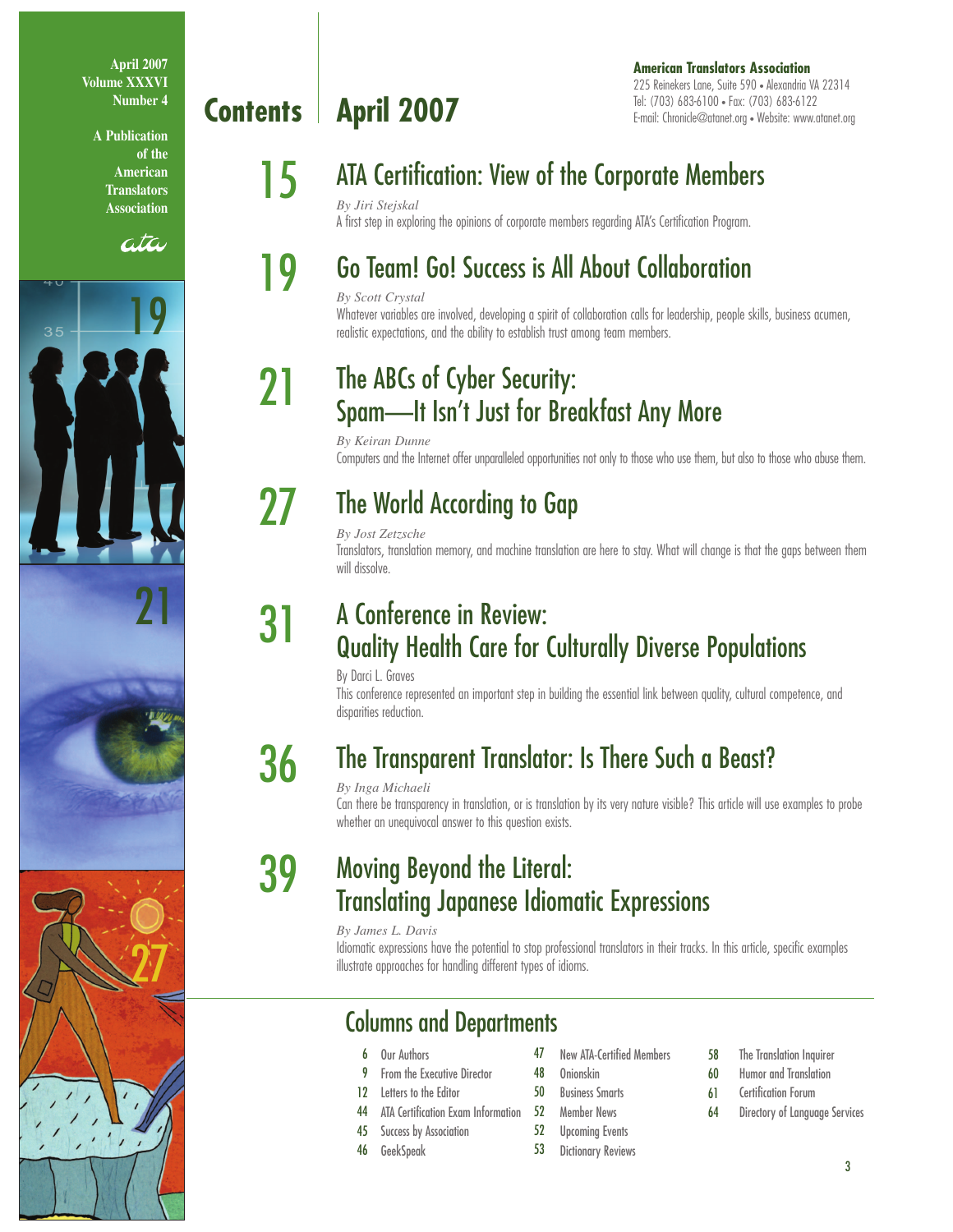April 2007
Volume XXXVI
Number 4

A Publication of the American Translators Association

# Contents | April 2007

**American Translators Association**
225 Reinekers Lane, Suite 590 • Alexandria VA 22314
Tel: (703) 683-6100 • Fax: (703) 683-6122
E-mail: Chronicle@atanet.org • Website: www.atanet.org

## 15 ATA Certification: View of the Corporate Members

*By Jiri Stejskal*

A first step in exploring the opinions of corporate members regarding ATA's Certification Program.

## 19 Go Team! Go! Success is All About Collaboration

*By Scott Crystal*

Whatever variables are involved, developing a spirit of collaboration calls for leadership, people skills, business acumen, realistic expectations, and the ability to establish trust among team members.

## 21 The ABCs of Cyber Security: Spam—It Isn't Just for Breakfast Any More

*By Keiran Dunne*

Computers and the Internet offer unparalleled opportunities not only to those who use them, but also to those who abuse them.

## 27 The World According to Gap

*By Jost Zetzsche*

Translators, translation memory, and machine translation are here to stay. What will change is that the gaps between them will dissolve.

## 31 A Conference in Review: Quality Health Care for Culturally Diverse Populations

By Darci L. Graves

This conference represented an important step in building the essential link between quality, cultural competence, and disparities reduction.

## 36 The Transparent Translator: Is There Such a Beast?

*By Inga Michaeli*

Can there be transparency in translation, or is translation by its very nature visible? This article will use examples to probe whether an unequivocal answer to this question exists.

## 39 Moving Beyond the Literal: Translating Japanese Idiomatic Expressions

*By James L. Davis*

Idiomatic expressions have the potential to stop professional translators in their tracks. In this article, specific examples illustrate approaches for handling different types of idioms.

## Columns and Departments

- 6 Our Authors
- 9 From the Executive Director
- 12 Letters to the Editor
- 44 ATA Certification Exam Information
- 45 Success by Association
- 46 GeekSpeak
- 47 New ATA-Certified Members
- 48 Onionskin
- 50 Business Smarts
- 52 Member News
- 52 Upcoming Events
- 53 Dictionary Reviews
- 58 The Translation Inquirer
- 60 Humor and Translation
- 61 Certification Forum
- 64 Directory of Language Services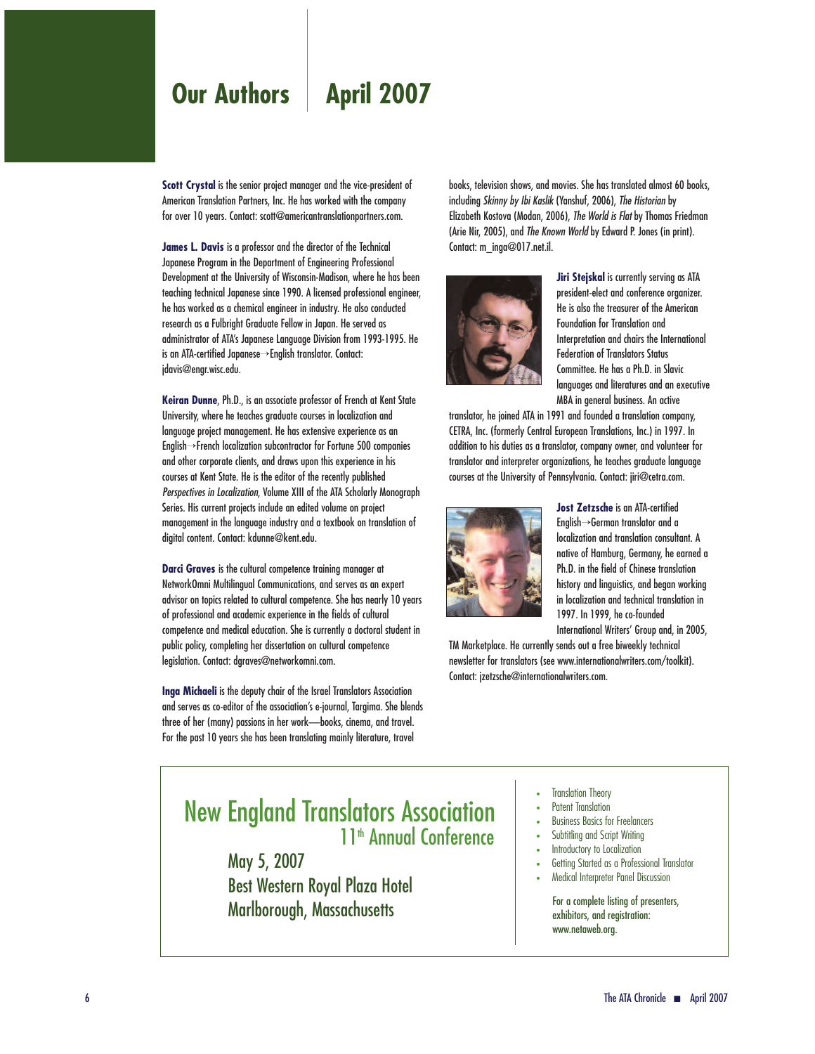# Our Authors | April 2007

**Scott Crystal** is the senior project manager and the vice-president of American Translation Partners, Inc. He has worked with the company for over 10 years. Contact: scott@americantranslationpartners.com.

**James L. Davis** is a professor and the director of the Technical Japanese Program in the Department of Engineering Professional Development at the University of Wisconsin-Madison, where he has been teaching technical Japanese since 1990. A licensed professional engineer, he has worked as a chemical engineer in industry. He also conducted research as a Fulbright Graduate Fellow in Japan. He served as administrator of ATA's Japanese Language Division from 1993-1995. He is an ATA-certified Japanese→English translator. Contact: jdavis@engr.wisc.edu.

**Keiran Dunne**, Ph.D., is an associate professor of French at Kent State University, where he teaches graduate courses in localization and language project management. He has extensive experience as an English→French localization subcontractor for Fortune 500 companies and other corporate clients, and draws upon this experience in his courses at Kent State. He is the editor of the recently published *Perspectives in Localization*, Volume XIII of the ATA Scholarly Monograph Series. His current projects include an edited volume on project management in the language industry and a textbook on translation of digital content. Contact: kdunne@kent.edu.

**Darci Graves** is the cultural competence training manager at NetworkOmni Multilingual Communications, and serves as an expert advisor on topics related to cultural competence. She has nearly 10 years of professional and academic experience in the fields of cultural competence and medical education. She is currently a doctoral student in public policy, completing her dissertation on cultural competence legislation. Contact: dgraves@networkomni.com.

**Inga Michaeli** is the deputy chair of the Israel Translators Association and serves as co-editor of the association's e-journal, Targima. She blends three of her (many) passions in her work—books, cinema, and travel. For the past 10 years she has been translating mainly literature, travel books, television shows, and movies. She has translated almost 60 books, including *Skinny by Ibi Kaslik* (Yanshuf, 2006), *The Historian* by Elizabeth Kostova (Modan, 2006), *The World is Flat* by Thomas Friedman (Arie Nir, 2005), and *The Known World* by Edward P. Jones (in print). Contact: m_inga@017.net.il.

**Jiri Stejskal** is currently serving as ATA president-elect and conference organizer. He is also the treasurer of the American Foundation for Translation and Interpretation and chairs the International Federation of Translators Status Committee. He has a Ph.D. in Slavic languages and literatures and an executive MBA in general business. An active translator, he joined ATA in 1991 and founded a translation company, CETRA, Inc. (formerly Central European Translations, Inc.) in 1997. In addition to his duties as a translator, company owner, and volunteer for translator and interpreter organizations, he teaches graduate language courses at the University of Pennsylvania. Contact: jiri@cetra.com.

**Jost Zetzsche** is an ATA-certified English→German translator and a localization and translation consultant. A native of Hamburg, Germany, he earned a Ph.D. in the field of Chinese translation history and linguistics, and began working in localization and technical translation in 1997. In 1999, he co-founded International Writers' Group and, in 2005, TM Marketplace. He currently sends out a free biweekly technical newsletter for translators (see www.internationalwriters.com/toolkit). Contact: jzetzsche@internationalwriters.com.

---

## New England Translators Association 11th Annual Conference

May 5, 2007
Best Western Royal Plaza Hotel
Marlborough, Massachusetts

- Translation Theory
- Patent Translation
- Business Basics for Freelancers
- Subtitling and Script Writing
- Introductory to Localization
- Getting Started as a Professional Translator
- Medical Interpreter Panel Discussion

For a complete listing of presenters, exhibitors, and registration: www.netaweb.org.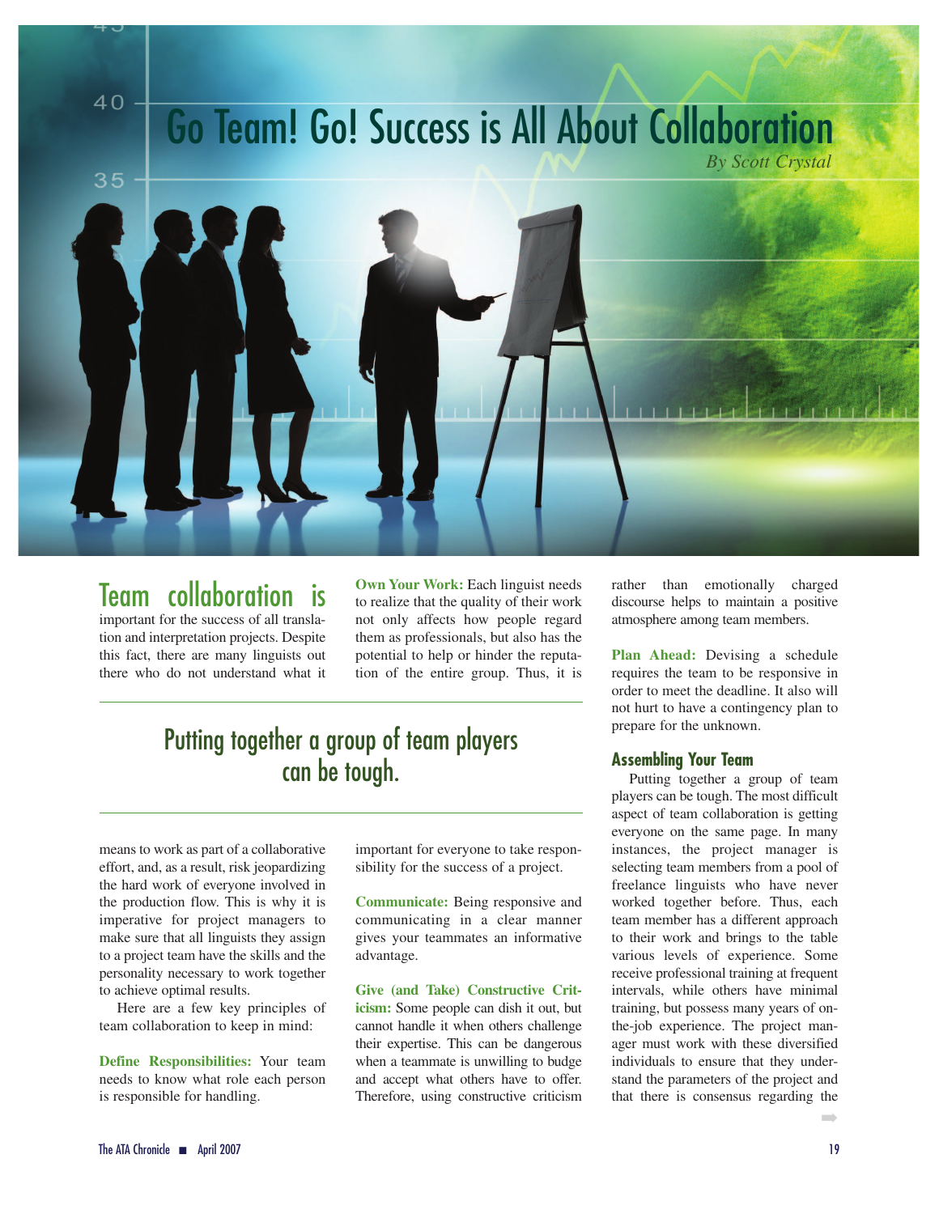# Go Team! Go! Success is All About Collaboration

*By Scott Crystal*

Team collaboration is important for the success of all translation and interpretation projects. Despite this fact, there are many linguists out there who do not understand what it means to work as part of a collaborative effort, and, as a result, risk jeopardizing the hard work of everyone involved in the production flow. This is why it is imperative for project managers to make sure that all linguists they assign to a project team have the skills and the personality necessary to work together to achieve optimal results.

Here are a few key principles of team collaboration to keep in mind:

**Define Responsibilities:** Your team needs to know what role each person is responsible for handling.

**Own Your Work:** Each linguist needs to realize that the quality of their work not only affects how people regard them as professionals, but also has the potential to help or hinder the reputation of the entire group. Thus, it is important for everyone to take responsibility for the success of a project.

> Putting together a group of team players can be tough.

**Communicate:** Being responsive and communicating in a clear manner gives your teammates an informative advantage.

**Give (and Take) Constructive Criticism:** Some people can dish it out, but cannot handle it when others challenge their expertise. This can be dangerous when a teammate is unwilling to budge and accept what others have to offer. Therefore, using constructive criticism rather than emotionally charged discourse helps to maintain a positive atmosphere among team members.

**Plan Ahead:** Devising a schedule requires the team to be responsive in order to meet the deadline. It also will not hurt to have a contingency plan to prepare for the unknown.

## Assembling Your Team

Putting together a group of team players can be tough. The most difficult aspect of team collaboration is getting everyone on the same page. In many instances, the project manager is selecting team members from a pool of freelance linguists who have never worked together before. Thus, each team member has a different approach to their work and brings to the table various levels of experience. Some receive professional training at frequent intervals, while others have minimal training, but possess many years of on-the-job experience. The project manager must work with these diversified individuals to ensure that they understand the parameters of the project and that there is consensus regarding the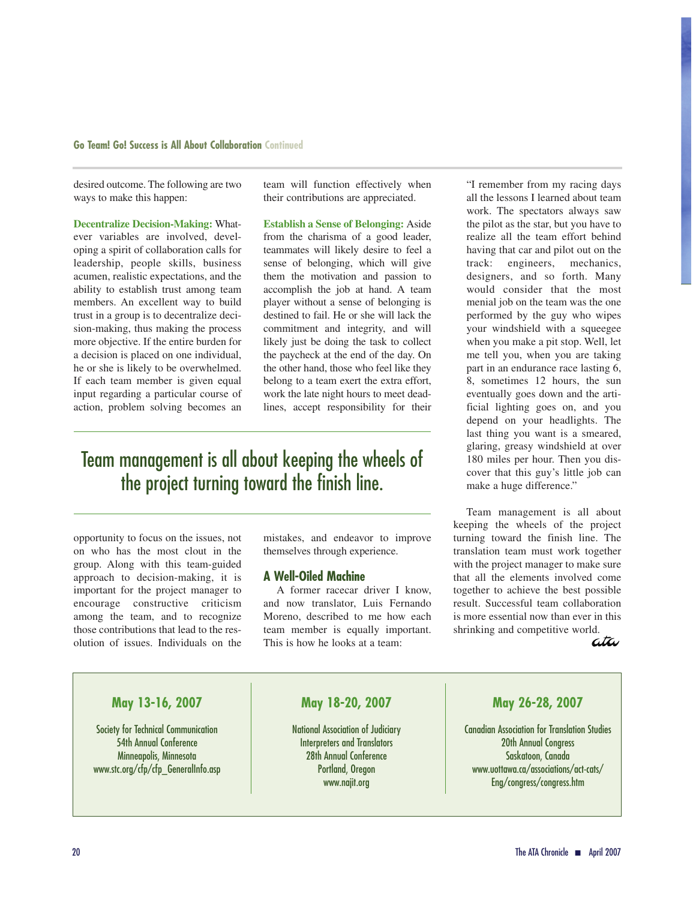desired outcome. The following are two ways to make this happen:

**Decentralize Decision-Making:** Whatever variables are involved, developing a spirit of collaboration calls for leadership, people skills, business acumen, realistic expectations, and the ability to establish trust among team members. An excellent way to build trust in a group is to decentralize decision-making, thus making the process more objective. If the entire burden for a decision is placed on one individual, he or she is likely to be overwhelmed. If each team member is given equal input regarding a particular course of action, problem solving becomes an opportunity to focus on the issues, not on who has the most clout in the group. Along with this team-guided approach to decision-making, it is important for the project manager to encourage constructive criticism among the team, and to recognize those contributions that lead to the resolution of issues. Individuals on the team will function effectively when their contributions are appreciated.

**Establish a Sense of Belonging:** Aside from the charisma of a good leader, teammates will likely desire to feel a sense of belonging, which will give them the motivation and passion to accomplish the job at hand. A team player without a sense of belonging is destined to fail. He or she will lack the commitment and integrity, and will likely just be doing the task to collect the paycheck at the end of the day. On the other hand, those who feel like they belong to a team exert the extra effort, work the late night hours to meet deadlines, accept responsibility for their mistakes, and endeavor to improve themselves through experience.

> Team management is all about keeping the wheels of the project turning toward the finish line.

## A Well-Oiled Machine

A former racecar driver I know, and now translator, Luis Fernando Moreno, described to me how each team member is equally important. This is how he looks at a team:

"I remember from my racing days all the lessons I learned about team work. The spectators always saw the pilot as the star, but you have to realize all the team effort behind having that car and pilot out on the track: engineers, mechanics, designers, and so forth. Many would consider that the most menial job on the team was the one performed by the guy who wipes your windshield with a squeegee when you make a pit stop. Well, let me tell you, when you are taking part in an endurance race lasting 6, 8, sometimes 12 hours, the sun eventually goes down and the artificial lighting goes on, and you depend on your headlights. The last thing you want is a smeared, glaring, greasy windshield at over 180 miles per hour. Then you discover that this guy's little job can make a huge difference."

Team management is all about keeping the wheels of the project turning toward the finish line. The translation team must work together with the project manager to make sure that all the elements involved come together to achieve the best possible result. Successful team collaboration is more essential now than ever in this shrinking and competitive world.

---

**May 13-16, 2007**

Society for Technical Communication
54th Annual Conference
Minneapolis, Minnesota
www.stc.org/cfp/cfp_GeneralInfo.asp

**May 18-20, 2007**

National Association of Judiciary Interpreters and Translators
28th Annual Conference
Portland, Oregon
www.najit.org

**May 26-28, 2007**

Canadian Association for Translation Studies
20th Annual Congress
Saskatoon, Canada
www.uottawa.ca/associations/act-cats/Eng/congress/congress.htm